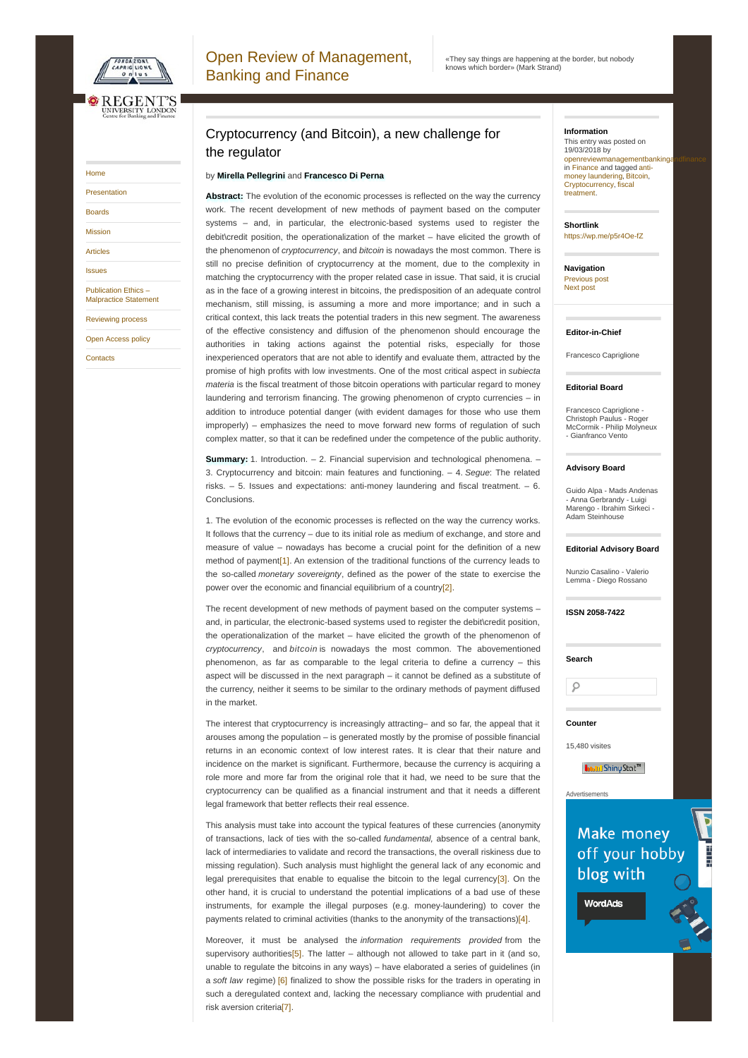# Cryptocurrency (and Bitcoin), a new challenge for the regulator

by **Mirella Pellegrini** and **Francesco Di Perna**

**Abstract:** The evolution of the economic processes is reflected on the way the currency work. The recent development of new methods of payment based on the computer systems – and, in particular, the electronic-based systems used to register the debit\credit position, the operationalization of the market – have elicited the growth of the phenomenon of *cryptocurrency*, and *bitcoin* is nowadays the most common. There is still no precise definition of cryptocurrency at the moment, due to the complexity in matching the cryptocurrency with the proper related case in issue. That said, it is crucial as in the face of a growing interest in bitcoins, the predisposition of an adequate control mechanism, still missing, is assuming a more and more importance; and in such a critical context, this lack treats the potential traders in this new segment. The awareness of the effective consistency and diffusion of the phenomenon should encourage the authorities in taking actions against the potential risks, especially for those inexperienced operators that are not able to identify and evaluate them, attracted by the promise of high profits with low investments. One of the most critical aspect in *subiecta materia* is the fiscal treatment of those bitcoin operations with particular regard to money laundering and terrorism financing. The growing phenomenon of crypto currencies – in addition to introduce potential danger (with evident damages for those who use them improperly) – emphasizes the need to move forward new forms of regulation of such complex matter, so that it can be redefined under the competence of the public authority.

**Summary:** 1. Introduction. – 2. Financial supervision and technological phenomena. – 3. Cryptocurrency and bitcoin: main features and functioning. – 4. *Segue*: The related risks. – 5. Issues and expectations: anti-money laundering and fiscal treatment. – 6. Conclusions.

1. The evolution of the economic processes is reflected on the way the currency works. It follows that the currency – due to its initial role as medium of exchange, and store and measure of value – nowadays has become a crucial point for the definition of a new method of payment[1]. An extension of the traditional functions of the currency leads to the so-called *monetary sovereignty*, defined as the power of the state to exercise the power over the economic and financial equilibrium of a country[2].

The recent development of new methods of payment based on the computer systems – and, in particular, the electronic-based systems used to register the debit\credit position, the operationalization of the market – have elicited the growth of the phenomenon of *cryptocurrency*, and *bitcoin* is nowadays the most common. The abovementioned phenomenon, as far as comparable to the legal criteria to define a currency – this aspect will be discussed in the next paragraph – it cannot be defined as a substitute of the currency, neither it seems to be similar to the ordinary methods of payment diffused in the market.

The interest that cryptocurrency is increasingly attracting– and so far, the appeal that it arouses among the population – is generated mostly by the promise of possible financial returns in an economic context of low interest rates. It is clear that their nature and incidence on the market is significant. Furthermore, because the currency is acquiring a role more and more far from the original role that it had, we need to be sure that the cryptocurrency can be qualified as a financial instrument and that it needs a different legal framework that better reflects their real essence.

This analysis must take into account the typical features of these currencies (anonymity of transactions, lack of ties with the so-called *fundamental,* absence of a central bank, lack of intermediaries to validate and record the transactions, the overall riskiness due to missing regulation). Such analysis must highlight the general lack of any economic and legal prerequisites that enable to equalise the bitcoin to the legal currency[3]. On the other hand, it is crucial to understand the potential implications of a bad use of these instruments, for example the illegal purposes (e.g. money-laundering) to cover the payments related to criminal activities (thanks to the anonymity of the transactions)[4].

Moreover, it must be analysed the *information requirements provided* from the supervisory authorities[5]. The latter – although not allowed to take part in it (and so, unable to regulate the bitcoins in any ways) – have elaborated a series of guidelines (in a *soft law* regime) [6] finalized to show the possible risks for the traders in operating in such a deregulated context and, lacking the necessary compliance with prudential and risk aversion criteria[7].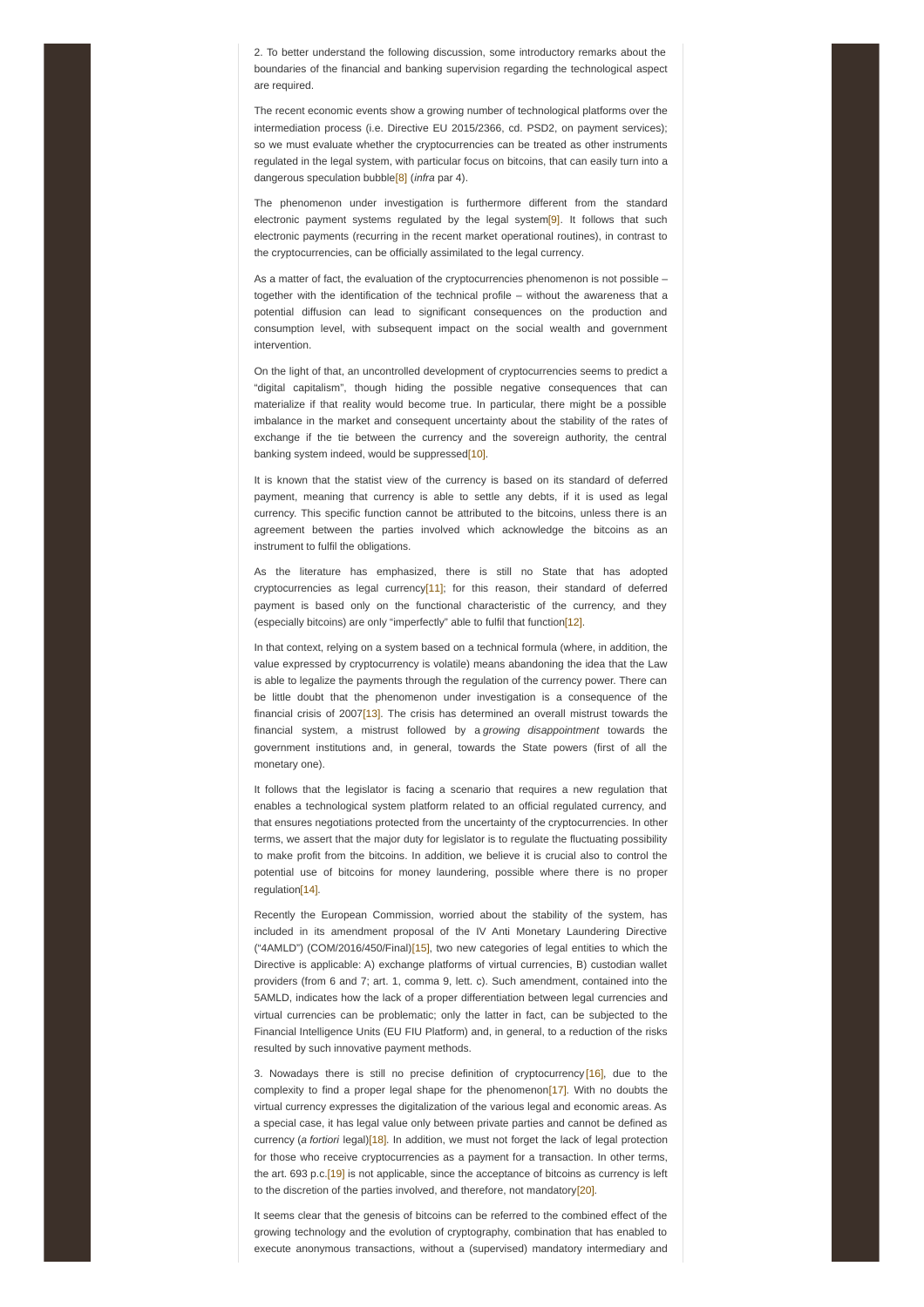2. To better understand the following discussion, some introductory remarks about the boundaries of the financial and banking supervision regarding the technological aspect are required.

The recent economic events show a growing number of technological platforms over the intermediation process (i.e. Directive EU 2015/2366, cd. PSD2, on payment services); so we must evaluate whether the cryptocurrencies can be treated as other instruments regulated in the legal system, with particular focus on bitcoins, that can easily turn into a dangerous speculation bubble[8] (*infra* par 4).

The phenomenon under investigation is furthermore different from the standard electronic payment systems regulated by the legal system[9]. It follows that such electronic payments (recurring in the recent market operational routines), in contrast to the cryptocurrencies, can be officially assimilated to the legal currency.

As a matter of fact, the evaluation of the cryptocurrencies phenomenon is not possible – together with the identification of the technical profile – without the awareness that a potential diffusion can lead to significant consequences on the production and consumption level, with subsequent impact on the social wealth and government intervention.

On the light of that, an uncontrolled development of cryptocurrencies seems to predict a "digital capitalism", though hiding the possible negative consequences that can materialize if that reality would become true. In particular, there might be a possible imbalance in the market and consequent uncertainty about the stability of the rates of exchange if the tie between the currency and the sovereign authority, the central banking system indeed, would be suppressed[10].

It is known that the statist view of the currency is based on its standard of deferred payment, meaning that currency is able to settle any debts, if it is used as legal currency. This specific function cannot be attributed to the bitcoins, unless there is an agreement between the parties involved which acknowledge the bitcoins as an instrument to fulfil the obligations.

As the literature has emphasized, there is still no State that has adopted cryptocurrencies as legal currency[11]; for this reason, their standard of deferred payment is based only on the functional characteristic of the currency, and they (especially bitcoins) are only "imperfectly" able to fulfil that function[12].

In that context, relying on a system based on a technical formula (where, in addition, the value expressed by cryptocurrency is volatile) means abandoning the idea that the Law is able to legalize the payments through the regulation of the currency power. There can be little doubt that the phenomenon under investigation is a consequence of the financial crisis of 2007[13]. The crisis has determined an overall mistrust towards the financial system, a mistrust followed by a *growing disappointment* towards the government institutions and, in general, towards the State powers (first of all the monetary one).

It follows that the legislator is facing a scenario that requires a new regulation that enables a technological system platform related to an official regulated currency, and that ensures negotiations protected from the uncertainty of the cryptocurrencies. In other terms, we assert that the major duty for legislator is to regulate the fluctuating possibility to make profit from the bitcoins. In addition, we believe it is crucial also to control the potential use of bitcoins for money laundering, possible where there is no proper regulation[14].

Recently the European Commission, worried about the stability of the system, has included in its amendment proposal of the IV Anti Monetary Laundering Directive ("4AMLD") (COM/2016/450/Final)[15], two new categories of legal entities to which the Directive is applicable: A) exchange platforms of virtual currencies, B) custodian wallet providers (from 6 and 7; art. 1, comma 9, lett. c). Such amendment, contained into the 5AMLD, indicates how the lack of a proper differentiation between legal currencies and virtual currencies can be problematic; only the latter in fact, can be subjected to the Financial Intelligence Units (EU FIU Platform) and, in general, to a reduction of the risks resulted by such innovative payment methods.

3. Nowadays there is still no precise definition of cryptocurrency[16], due to the complexity to find a proper legal shape for the phenomenon[17]. With no doubts the virtual currency expresses the digitalization of the various legal and economic areas. As a special case, it has legal value only between private parties and cannot be defined as currency (*a fortiori* legal)[18]. In addition, we must not forget the lack of legal protection for those who receive cryptocurrencies as a payment for a transaction. In other terms, the art. 693 p.c.[19] is not applicable, since the acceptance of bitcoins as currency is left to the discretion of the parties involved, and therefore, not mandatory[20].

It seems clear that the genesis of bitcoins can be referred to the combined effect of the growing technology and the evolution of cryptography, combination that has enabled to execute anonymous transactions, without a (supervised) mandatory intermediary and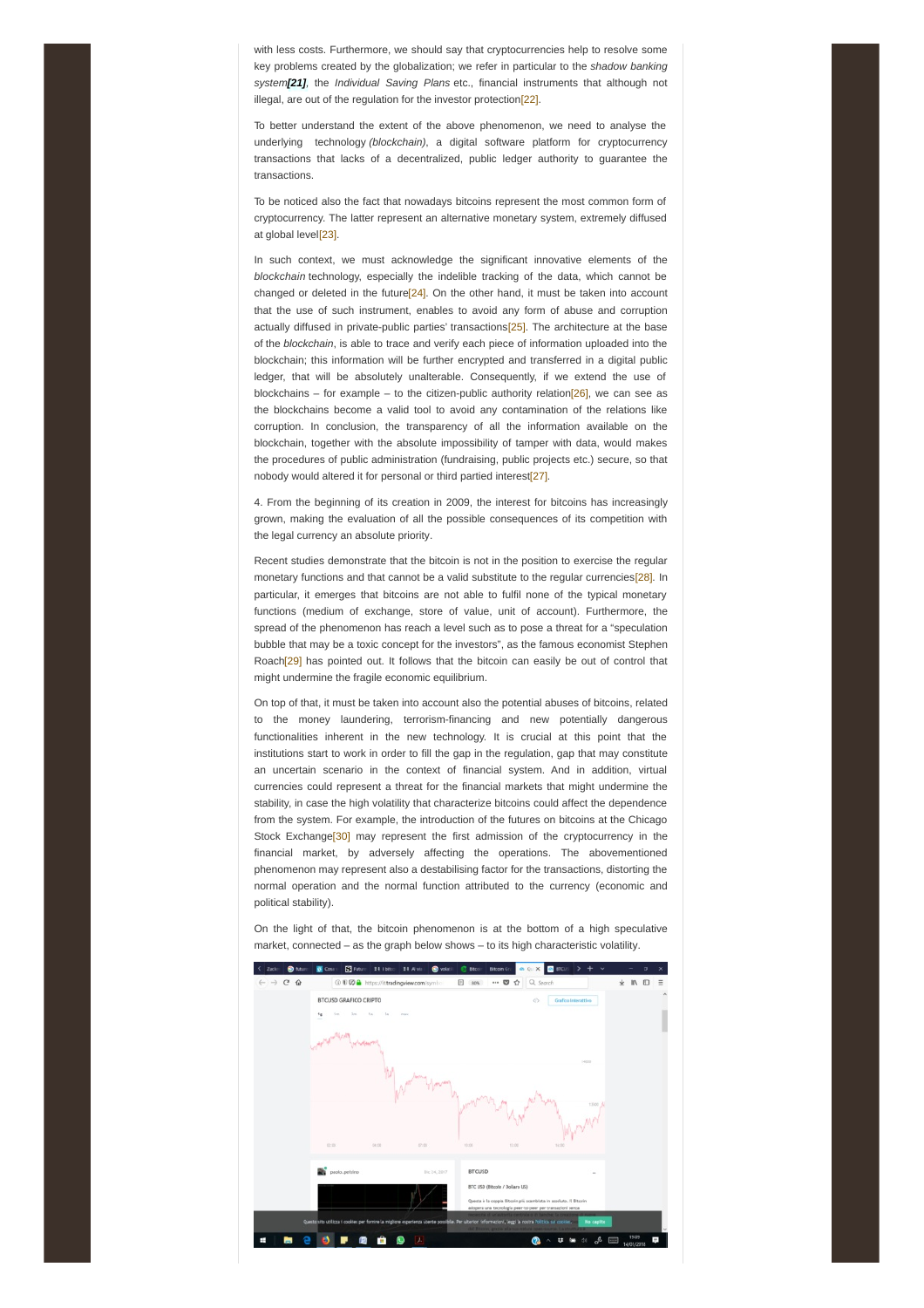with less costs. Furthermore, we should say that cryptocurrencies help to resolve some key problems created by the globalization; we refer in particular to the *shadow banking system* ***[21]***, the *Individual Saving Plans* etc., financial instruments that although not illegal, are out of the regulation for the investor protection[22].

To better understand the extent of the above phenomenon, we need to analyse the underlying technology *(blockchain)*, a digital software platform for cryptocurrency transactions that lacks of a decentralized, public ledger authority to guarantee the transactions.

To be noticed also the fact that nowadays bitcoins represent the most common form of cryptocurrency. The latter represent an alternative monetary system, extremely diffused at global level[23].

In such context, we must acknowledge the significant innovative elements of the *blockchain* technology, especially the indelible tracking of the data, which cannot be changed or deleted in the future[24]. On the other hand, it must be taken into account that the use of such instrument, enables to avoid any form of abuse and corruption actually diffused in private-public parties' transactions[25]. The architecture at the base of the *blockchain*, is able to trace and verify each piece of information uploaded into the blockchain; this information will be further encrypted and transferred in a digital public ledger, that will be absolutely unalterable. Consequently, if we extend the use of blockchains – for example – to the citizen-public authority relation[26], we can see as the blockchains become a valid tool to avoid any contamination of the relations like corruption. In conclusion, the transparency of all the information available on the blockchain, together with the absolute impossibility of tamper with data, would makes the procedures of public administration (fundraising, public projects etc.) secure, so that nobody would altered it for personal or third partied interest[27].

4. From the beginning of its creation in 2009, the interest for bitcoins has increasingly grown, making the evaluation of all the possible consequences of its competition with the legal currency an absolute priority.

Recent studies demonstrate that the bitcoin is not in the position to exercise the regular monetary functions and that cannot be a valid substitute to the regular currencies[28]. In particular, it emerges that bitcoins are not able to fulfil none of the typical monetary functions (medium of exchange, store of value, unit of account). Furthermore, the spread of the phenomenon has reach a level such as to pose a threat for a "speculation bubble that may be a toxic concept for the investors", as the famous economist Stephen Roach[29] has pointed out. It follows that the bitcoin can easily be out of control that might undermine the fragile economic equilibrium.

On top of that, it must be taken into account also the potential abuses of bitcoins, related to the money laundering, terrorism-financing and new potentially dangerous functionalities inherent in the new technology. It is crucial at this point that the institutions start to work in order to fill the gap in the regulation, gap that may constitute an uncertain scenario in the context of financial system. And in addition, virtual currencies could represent a threat for the financial markets that might undermine the stability, in case the high volatility that characterize bitcoins could affect the dependence from the system. For example, the introduction of the futures on bitcoins at the Chicago Stock Exchange[30] may represent the first admission of the cryptocurrency in the financial market, by adversely affecting the operations. The abovementioned phenomenon may represent also a destabilising factor for the transactions, distorting the normal operation and the normal function attributed to the currency (economic and political stability).

On the light of that, the bitcoin phenomenon is at the bottom of a high speculative market, connected – as the graph below shows – to its high characteristic volatility.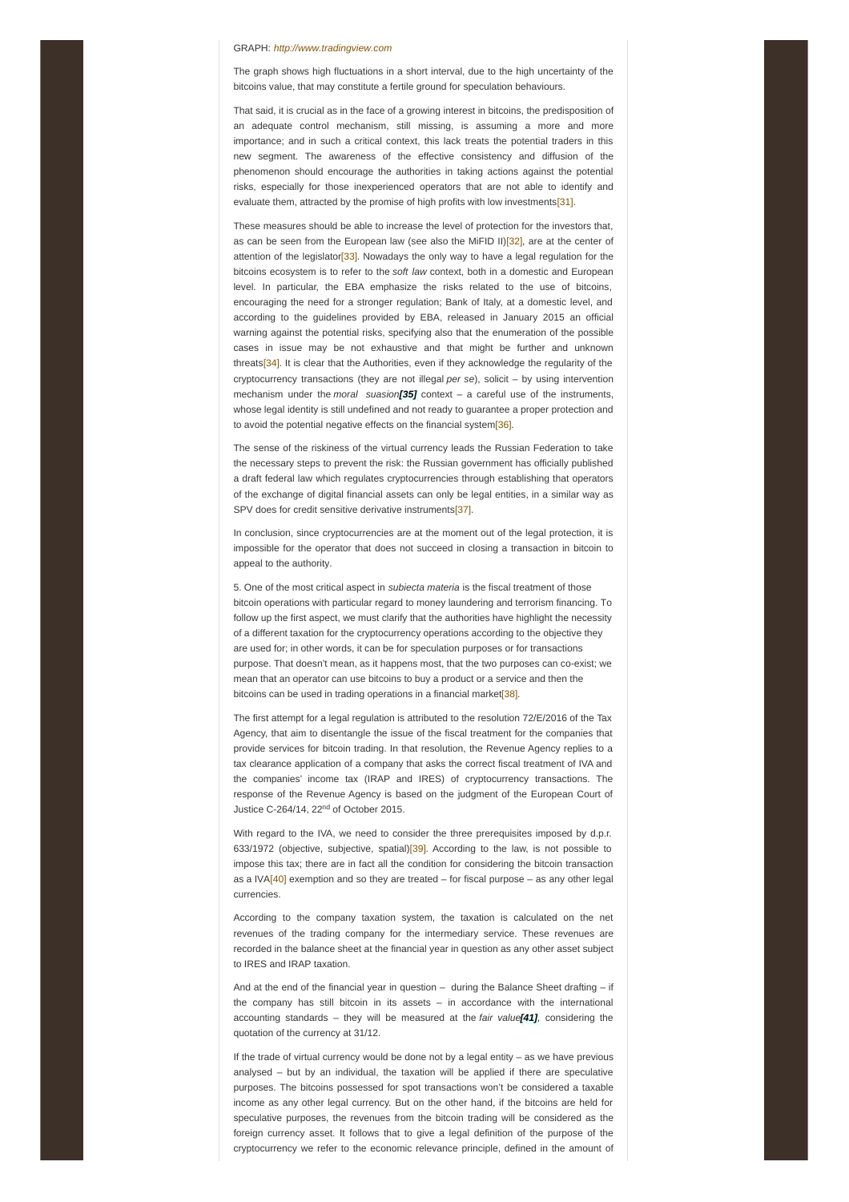GRAPH: *http://www.tradingview.com*

The graph shows high fluctuations in a short interval, due to the high uncertainty of the bitcoins value, that may constitute a fertile ground for speculation behaviours.

That said, it is crucial as in the face of a growing interest in bitcoins, the predisposition of an adequate control mechanism, still missing, is assuming a more and more importance; and in such a critical context, this lack treats the potential traders in this new segment. The awareness of the effective consistency and diffusion of the phenomenon should encourage the authorities in taking actions against the potential risks, especially for those inexperienced operators that are not able to identify and evaluate them, attracted by the promise of high profits with low investments[31].

These measures should be able to increase the level of protection for the investors that, as can be seen from the European law (see also the MiFID II)[32], are at the center of attention of the legislator[33]. Nowadays the only way to have a legal regulation for the bitcoins ecosystem is to refer to the *soft law* context, both in a domestic and European level. In particular, the EBA emphasize the risks related to the use of bitcoins, encouraging the need for a stronger regulation; Bank of Italy, at a domestic level, and according to the guidelines provided by EBA, released in January 2015 an official warning against the potential risks, specifying also that the enumeration of the possible cases in issue may be not exhaustive and that might be further and unknown threats[34]. It is clear that the Authorities, even if they acknowledge the regularity of the cryptocurrency transactions (they are not illegal *per se*), solicit – by using intervention mechanism under the *moral suasion[35]* context – a careful use of the instruments, whose legal identity is still undefined and not ready to guarantee a proper protection and to avoid the potential negative effects on the financial system[36].

The sense of the riskiness of the virtual currency leads the Russian Federation to take the necessary steps to prevent the risk: the Russian government has officially published a draft federal law which regulates cryptocurrencies through establishing that operators of the exchange of digital financial assets can only be legal entities, in a similar way as SPV does for credit sensitive derivative instruments[37].

In conclusion, since cryptocurrencies are at the moment out of the legal protection, it is impossible for the operator that does not succeed in closing a transaction in bitcoin to appeal to the authority.

5. One of the most critical aspect in *subiecta materia* is the fiscal treatment of those bitcoin operations with particular regard to money laundering and terrorism financing. To follow up the first aspect, we must clarify that the authorities have highlight the necessity of a different taxation for the cryptocurrency operations according to the objective they are used for; in other words, it can be for speculation purposes or for transactions purpose. That doesn't mean, as it happens most, that the two purposes can co-exist; we mean that an operator can use bitcoins to buy a product or a service and then the bitcoins can be used in trading operations in a financial market[38].

The first attempt for a legal regulation is attributed to the resolution 72/E/2016 of the Tax Agency, that aim to disentangle the issue of the fiscal treatment for the companies that provide services for bitcoin trading. In that resolution, the Revenue Agency replies to a tax clearance application of a company that asks the correct fiscal treatment of IVA and the companies' income tax (IRAP and IRES) of cryptocurrency transactions. The response of the Revenue Agency is based on the judgment of the European Court of Justice C-264/14, 22nd of October 2015.

With regard to the IVA, we need to consider the three prerequisites imposed by d.p.r. 633/1972 (objective, subjective, spatial)[39]. According to the law, is not possible to impose this tax; there are in fact all the condition for considering the bitcoin transaction as a IVA[40] exemption and so they are treated – for fiscal purpose – as any other legal currencies.

According to the company taxation system, the taxation is calculated on the net revenues of the trading company for the intermediary service. These revenues are recorded in the balance sheet at the financial year in question as any other asset subject to IRES and IRAP taxation.

And at the end of the financial year in question – during the Balance Sheet drafting – if the company has still bitcoin in its assets – in accordance with the international accounting standards – they will be measured at the *fair value[41]*, considering the quotation of the currency at 31/12.

If the trade of virtual currency would be done not by a legal entity – as we have previous analysed – but by an individual, the taxation will be applied if there are speculative purposes. The bitcoins possessed for spot transactions won't be considered a taxable income as any other legal currency. But on the other hand, if the bitcoins are held for speculative purposes, the revenues from the bitcoin trading will be considered as the foreign currency asset. It follows that to give a legal definition of the purpose of the cryptocurrency we refer to the economic relevance principle, defined in the amount of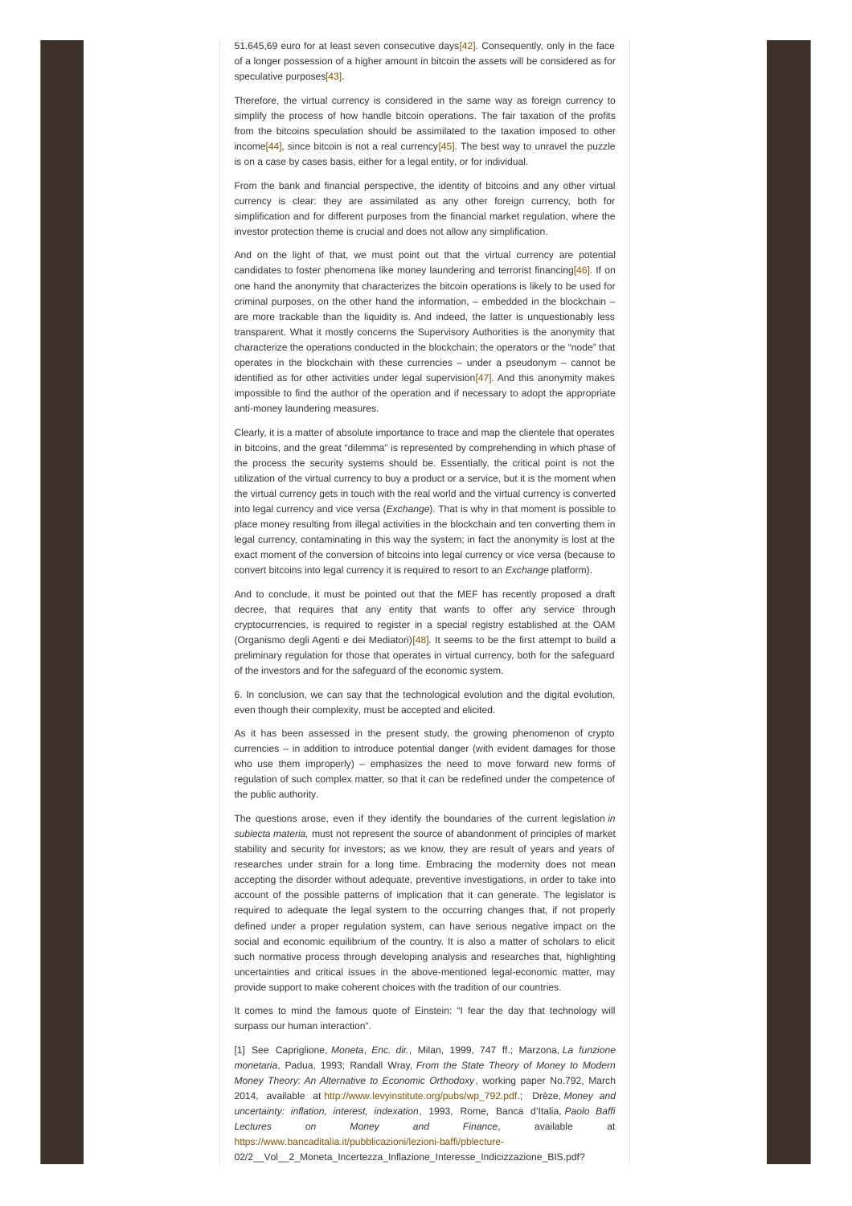51.645,69 euro for at least seven consecutive days[42]. Consequently, only in the face of a longer possession of a higher amount in bitcoin the assets will be considered as for speculative purposes[43].

Therefore, the virtual currency is considered in the same way as foreign currency to simplify the process of how handle bitcoin operations. The fair taxation of the profits from the bitcoins speculation should be assimilated to the taxation imposed to other income[44], since bitcoin is not a real currency[45]. The best way to unravel the puzzle is on a case by cases basis, either for a legal entity, or for individual.

From the bank and financial perspective, the identity of bitcoins and any other virtual currency is clear: they are assimilated as any other foreign currency, both for simplification and for different purposes from the financial market regulation, where the investor protection theme is crucial and does not allow any simplification.

And on the light of that, we must point out that the virtual currency are potential candidates to foster phenomena like money laundering and terrorist financing[46]. If on one hand the anonymity that characterizes the bitcoin operations is likely to be used for criminal purposes, on the other hand the information, – embedded in the blockchain – are more trackable than the liquidity is. And indeed, the latter is unquestionably less transparent. What it mostly concerns the Supervisory Authorities is the anonymity that characterize the operations conducted in the blockchain; the operators or the "node" that operates in the blockchain with these currencies – under a pseudonym – cannot be identified as for other activities under legal supervision[47]. And this anonymity makes impossible to find the author of the operation and if necessary to adopt the appropriate anti-money laundering measures.

Clearly, it is a matter of absolute importance to trace and map the clientele that operates in bitcoins, and the great "dilemma" is represented by comprehending in which phase of the process the security systems should be. Essentially, the critical point is not the utilization of the virtual currency to buy a product or a service, but it is the moment when the virtual currency gets in touch with the real world and the virtual currency is converted into legal currency and vice versa (*Exchange*). That is why in that moment is possible to place money resulting from illegal activities in the blockchain and ten converting them in legal currency, contaminating in this way the system; in fact the anonymity is lost at the exact moment of the conversion of bitcoins into legal currency or vice versa (because to convert bitcoins into legal currency it is required to resort to an *Exchange* platform).

And to conclude, it must be pointed out that the MEF has recently proposed a draft decree, that requires that any entity that wants to offer any service through cryptocurrencies, is required to register in a special registry established at the OAM (Organismo degli Agenti e dei Mediatori)[48]. It seems to be the first attempt to build a preliminary regulation for those that operates in virtual currency, both for the safeguard of the investors and for the safeguard of the economic system.

6. In conclusion, we can say that the technological evolution and the digital evolution, even though their complexity, must be accepted and elicited.

As it has been assessed in the present study, the growing phenomenon of crypto currencies – in addition to introduce potential danger (with evident damages for those who use them improperly) – emphasizes the need to move forward new forms of regulation of such complex matter, so that it can be redefined under the competence of the public authority.

The questions arose, even if they identify the boundaries of the current legislation *in subiecta materia,* must not represent the source of abandonment of principles of market stability and security for investors; as we know, they are result of years and years of researches under strain for a long time. Embracing the modernity does not mean accepting the disorder without adequate, preventive investigations, in order to take into account of the possible patterns of implication that it can generate. The legislator is required to adequate the legal system to the occurring changes that, if not properly defined under a proper regulation system, can have serious negative impact on the social and economic equilibrium of the country. It is also a matter of scholars to elicit such normative process through developing analysis and researches that, highlighting uncertainties and critical issues in the above-mentioned legal-economic matter, may provide support to make coherent choices with the tradition of our countries.

It comes to mind the famous quote of Einstein: "I fear the day that technology will surpass our human interaction".

[1] See Capriglione, *Moneta*, *Enc. dir.*, Milan, 1999, 747 ff.; Marzona, *La funzione monetaria*, Padua, 1993; Randall Wray, *From the State Theory of Money to Modern Money Theory: An Alternative to Economic Orthodoxy*, working paper No.792, March 2014, available at http://www.levyinstitute.org/pubs/wp_792.pdf.; Drèze, *Money and uncertainty: inflation, interest, indexation*, 1993, Rome, Banca d'Italia, *Paolo Baffi Lectures on Money and Finance*, available at https://www.bancaditalia.it/pubblicazioni/lezioni-baffi/pblecture-02/2__Vol__2_Moneta_Incertezza_Inflazione_Interesse_Indicizzazione_BIS.pdf?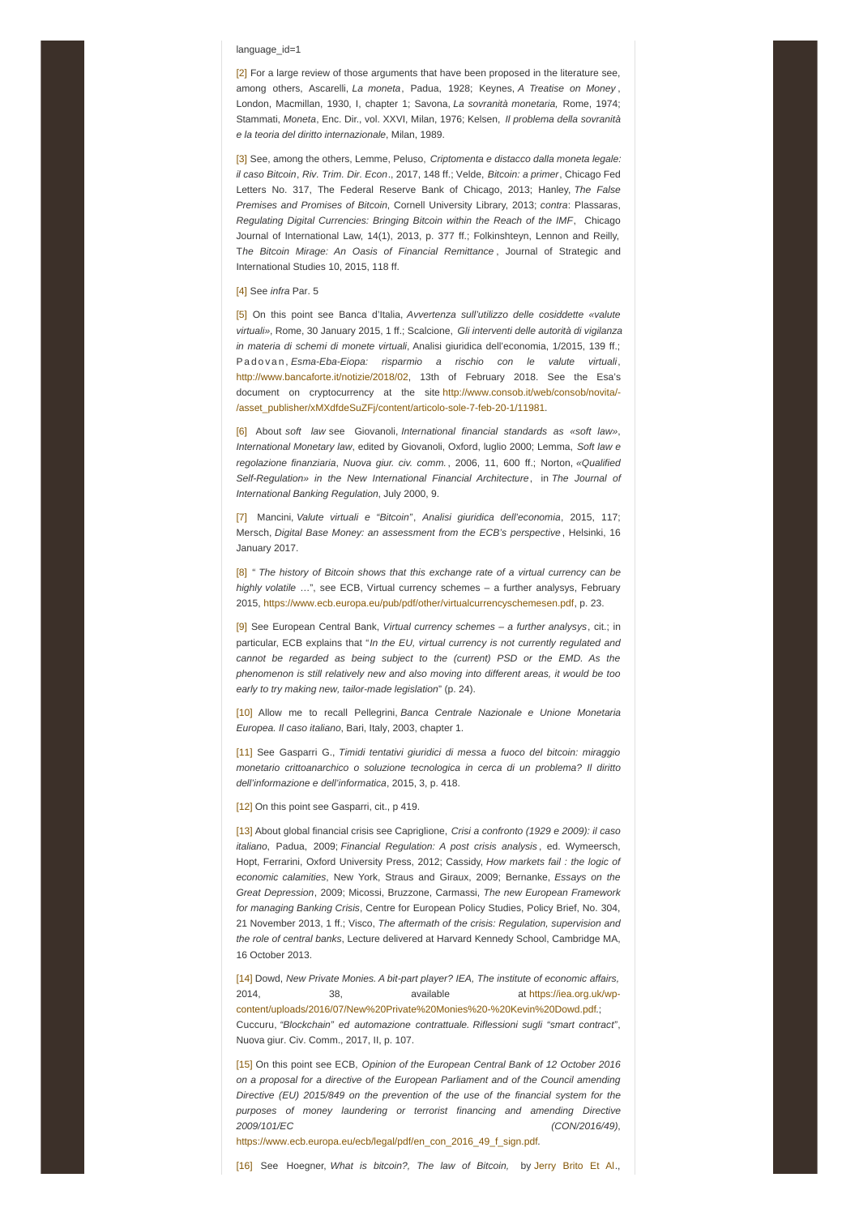language_id=1

[2] For a large review of those arguments that have been proposed in the literature see, among others, Ascarelli, *La moneta*, Padua, 1928; Keynes, *A Treatise on Money*, London, Macmillan, 1930, I, chapter 1; Savona, *La sovranità monetaria,* Rome, 1974; Stammati, *Moneta*, Enc. Dir., vol. XXVI, Milan, 1976; Kelsen, *Il problema della sovranità e la teoria del diritto internazionale*, Milan, 1989.

[3] See, among the others, Lemme, Peluso, *Criptomenta e distacco dalla moneta legale: il caso Bitcoin*, *Riv. Trim. Dir. Econ*., 2017, 148 ff.; Velde, *Bitcoin: a primer*, Chicago Fed Letters No. 317, The Federal Reserve Bank of Chicago, 2013; Hanley, *The False Premises and Promises of Bitcoin*, Cornell University Library, 2013; *contra*: Plassaras, *Regulating Digital Currencies: Bringing Bitcoin within the Reach of the IMF*, Chicago Journal of International Law, 14(1), 2013, p. 377 ff.; Folkinshteyn, Lennon and Reilly, T*he Bitcoin Mirage: An Oasis of Financial Remittance*, Journal of Strategic and International Studies 10, 2015, 118 ff.

[4] See *infra* Par. 5

[5] On this point see Banca d'Italia, *Avvertenza sull'utilizzo delle cosiddette «valute virtuali»*, Rome, 30 January 2015, 1 ff.; Scalcione, *Gli interventi delle autorità di vigilanza in materia di schemi di monete virtuali*, Analisi giuridica dell'economia, 1/2015, 139 ff.; Padovan, *Esma-Eba-Eiopa: risparmio a rischio con le valute virtuali*, http://www.bancaforte.it/notizie/2018/02, 13th of February 2018. See the Esa's document on cryptocurrency at the site http://www.consob.it/web/consob/novita/-/asset_publisher/xMXdfdeSuZFj/content/articolo-sole-7-feb-20-1/11981.

[6] About *soft law* see Giovanoli, *International financial standards as «soft law»*, *International Monetary law*, edited by Giovanoli, Oxford, luglio 2000; Lemma, *Soft law e regolazione finanziaria*, *Nuova giur. civ. comm.*, 2006, 11, 600 ff.; Norton, *«Qualified Self-Regulation» in the New International Financial Architecture*, in *The Journal of International Banking Regulation*, July 2000, 9.

[7] Mancini, *Valute virtuali e "Bitcoin"*, *Analisi giuridica dell'economia*, 2015, 117; Mersch, *Digital Base Money: an assessment from the ECB's perspective*, Helsinki, 16 January 2017.

[8] " *The history of Bitcoin shows that this exchange rate of a virtual currency can be highly volatile* …", see ECB, Virtual currency schemes – a further analysys, February 2015, https://www.ecb.europa.eu/pub/pdf/other/virtualcurrencyschemesen.pdf, p. 23.

[9] See European Central Bank, *Virtual currency schemes – a further analysys*, cit.; in particular, ECB explains that "*In the EU, virtual currency is not currently regulated and cannot be regarded as being subject to the (current) PSD or the EMD. As the phenomenon is still relatively new and also moving into different areas, it would be too early to try making new, tailor-made legislation*" (p. 24).

[10] Allow me to recall Pellegrini, *Banca Centrale Nazionale e Unione Monetaria Europea. Il caso italiano*, Bari, Italy, 2003, chapter 1.

[11] See Gasparri G., *Timidi tentativi giuridici di messa a fuoco del bitcoin: miraggio monetario crittoanarchico o soluzione tecnologica in cerca di un problema? Il diritto dell'informazione e dell'informatica*, 2015, 3, p. 418.

[12] On this point see Gasparri, cit., p 419.

[13] About global financial crisis see Capriglione, *Crisi a confronto (1929 e 2009): il caso italiano*, Padua, 2009; *Financial Regulation: A post crisis analysis*, ed. Wymeersch, Hopt, Ferrarini, Oxford University Press, 2012; Cassidy, *How markets fail : the logic of economic calamities*, New York, Straus and Giraux, 2009; Bernanke, *Essays on the Great Depression*, 2009; Micossi, Bruzzone, Carmassi, *The new European Framework for managing Banking Crisis*, Centre for European Policy Studies, Policy Brief, No. 304, 21 November 2013, 1 ff.; Visco, *The aftermath of the crisis: Regulation, supervision and the role of central banks*, Lecture delivered at Harvard Kennedy School, Cambridge MA, 16 October 2013.

[14] Dowd, *New Private Monies. A bit-part player? IEA, The institute of economic affairs,* 2014, 38, available at https://iea.org.uk/wp-content/uploads/2016/07/New%20Private%20Monies%20-%20Kevin%20Dowd.pdf.; Cuccuru, *"Blockchain" ed automazione contrattuale. Riflessioni sugli "smart contract"*, Nuova giur. Civ. Comm., 2017, II, p. 107.

[15] On this point see ECB, *Opinion of the European Central Bank of 12 October 2016 on a proposal for a directive of the European Parliament and of the Council amending Directive (EU) 2015/849 on the prevention of the use of the financial system for the purposes of money laundering or terrorist financing and amending Directive 2009/101/EC (CON/2016/49)*, https://www.ecb.europa.eu/ecb/legal/pdf/en_con_2016_49_f_sign.pdf.

[16] See Hoegner, *What is bitcoin?, The law of Bitcoin,* by Jerry Brito Et Al.,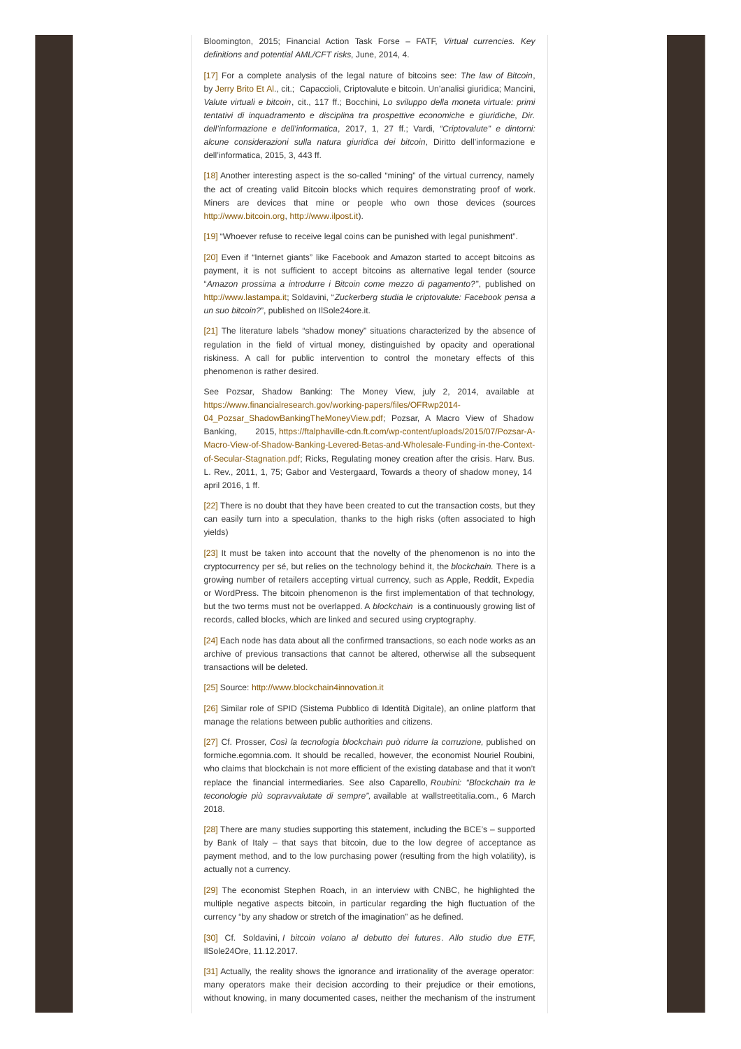Bloomington, 2015; Financial Action Task Forse – FATF, *Virtual currencies. Key definitions and potential AML/CFT risks*, June, 2014, 4.

[17] For a complete analysis of the legal nature of bitcoins see: *The law of Bitcoin*, by Jerry Brito Et Al., cit.; Capaccioli, Criptovalute e bitcoin. Un'analisi giuridica; Mancini, *Valute virtuali e bitcoin*, cit., 117 ff.; Bocchini, *Lo sviluppo della moneta virtuale: primi tentativi di inquadramento e disciplina tra prospettive economiche e giuridiche, Dir. dell'informazione e dell'informatica*, 2017, 1, 27 ff.; Vardi, *"Criptovalute" e dintorni: alcune considerazioni sulla natura giuridica dei bitcoin*, Diritto dell'informazione e dell'informatica, 2015, 3, 443 ff.

[18] Another interesting aspect is the so-called "mining" of the virtual currency, namely the act of creating valid Bitcoin blocks which requires demonstrating proof of work. Miners are devices that mine or people who own those devices (sources http://www.bitcoin.org, http://www.ilpost.it).

[19] "Whoever refuse to receive legal coins can be punished with legal punishment".

[20] Even if "Internet giants" like Facebook and Amazon started to accept bitcoins as payment, it is not sufficient to accept bitcoins as alternative legal tender (source "*Amazon prossima a introdurre i Bitcoin come mezzo di pagamento?"*, published on http://www.lastampa.it; Soldavini, "*Zuckerberg studia le criptovalute: Facebook pensa a un suo bitcoin?*", published on IlSole24ore.it.

[21] The literature labels "shadow money" situations characterized by the absence of regulation in the field of virtual money, distinguished by opacity and operational riskiness. A call for public intervention to control the monetary effects of this phenomenon is rather desired.

See Pozsar, Shadow Banking: The Money View, july 2, 2014, available at https://www.financialresearch.gov/working-papers/files/OFRwp2014-04_Pozsar_ShadowBankingTheMoneyView.pdf; Pozsar, A Macro View of Shadow Banking, 2015, https://ftalphaville-cdn.ft.com/wp-content/uploads/2015/07/Pozsar-A-Macro-View-of-Shadow-Banking-Levered-Betas-and-Wholesale-Funding-in-the-Context-of-Secular-Stagnation.pdf; Ricks, Regulating money creation after the crisis. Harv. Bus. L. Rev., 2011, 1, 75; Gabor and Vestergaard, Towards a theory of shadow money, 14 april 2016, 1 ff.

[22] There is no doubt that they have been created to cut the transaction costs, but they can easily turn into a speculation, thanks to the high risks (often associated to high yields)

[23] It must be taken into account that the novelty of the phenomenon is no into the cryptocurrency per sé, but relies on the technology behind it, the *blockchain.* There is a growing number of retailers accepting virtual currency, such as Apple, Reddit, Expedia or WordPress. The bitcoin phenomenon is the first implementation of that technology, but the two terms must not be overlapped. A *blockchain* is a continuously growing list of records, called blocks, which are linked and secured using cryptography.

[24] Each node has data about all the confirmed transactions, so each node works as an archive of previous transactions that cannot be altered, otherwise all the subsequent transactions will be deleted.

[25] Source: http://www.blockchain4innovation.it

[26] Similar role of SPID (Sistema Pubblico di Identità Digitale), an online platform that manage the relations between public authorities and citizens.

[27] Cf. Prosser, *Così la tecnologia blockchain può ridurre la corruzione,* published on formiche.egomnia.com. It should be recalled, however, the economist Nouriel Roubini, who claims that blockchain is not more efficient of the existing database and that it won't replace the financial intermediaries. See also Caparello, *Roubini: "Blockchain tra le teconologie più sopravvalutate di sempre"*, available at wallstreetitalia.com., 6 March 2018.

[28] There are many studies supporting this statement, including the BCE's – supported by Bank of Italy – that says that bitcoin, due to the low degree of acceptance as payment method, and to the low purchasing power (resulting from the high volatility), is actually not a currency.

[29] The economist Stephen Roach, in an interview with CNBC, he highlighted the multiple negative aspects bitcoin, in particular regarding the high fluctuation of the currency "by any shadow or stretch of the imagination" as he defined.

[30] Cf. Soldavini, *I bitcoin volano al debutto dei futures*. *Allo studio due ETF*, IlSole24Ore, 11.12.2017.

[31] Actually, the reality shows the ignorance and irrationality of the average operator: many operators make their decision according to their prejudice or their emotions, without knowing, in many documented cases, neither the mechanism of the instrument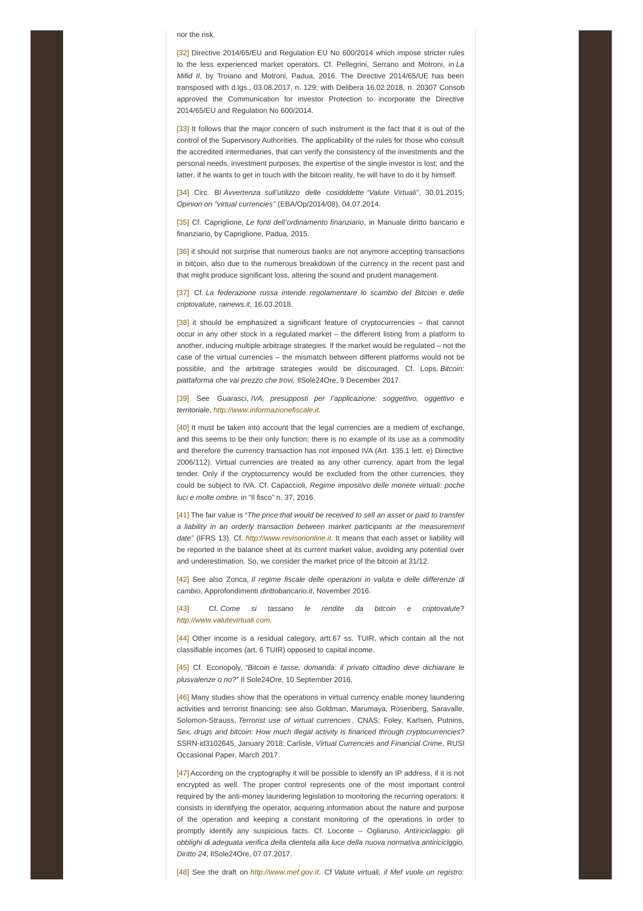nor the risk.

[32] Directive 2014/65/EU and Regulation EU No 600/2014 which impose stricter rules to the less experienced market operators. Cf. Pellegrini, Serrano and Motroni, in *La Mifid II*, by Troiano and Motroni, Padua, 2016. The Directive 2014/65/UE has been transposed with d.lgs., 03.08.2017, n. 129; with Delibera 16.02.2018, n. 20307 Consob approved the Communication for investor Protection to incorporate the Directive 2014/65/EU and Regulation No 600/2014.

[33] It follows that the major concern of such instrument is the fact that it is out of the control of the Supervisory Authorities. The applicability of the rules for those who consult the accredited intermediaries, that can verify the consistency of the investments and the personal needs, investment purposes, the expertise of the single investor is lost; and the latter, if he wants to get in touch with the bitcoin reality, he will have to do it by himself.

[34] Circ. BI *Avvertenza sull'utilizzo delle cosidddette "Valute Virtuali"*, 30.01.2015; *Opinion on "virtual currencies"* (EBA/Op/2014/08), 04.07.2014.

[35] Cf. Capriglione, *Le fonti dell'ordinamento finanziario*, in Manuale diritto bancario e finanziario, by Capriglione, Padua, 2015.

[36] it should not surprise that numerous banks are not anymore accepting transactions in bitcoin, also due to the numerous breakdown of the currency in the recent past and that might produce significant loss, altering the sound and prudent management.

[37] Cf. *La federazione russa intende regolamentare lo scambio del Bitcoin e delle criptovalute*, *rainews.it*, 16.03.2018.

[38] it should be emphasized a significant feature of cryptocurrencies – that cannot occur in any other stock in a regulated market – the different listing from a platform to another, inducing multiple arbitrage strategies. If the market would be regulated – not the case of the virtual currencies – the mismatch between different platforms would not be possible, and the arbitrage strategies would be discouraged. Cf. Lops, *Bitcoin: piattaforma che vai prezzo che trovi,* IlSole24Ore, 9 December 2017.

[39] See Guarasci, *IVA, presupposti per l'applicazione: soggettivo, oggettivo e territoriale*, *http://www.informazionefiscale.it*.

[40] It must be taken into account that the legal currencies are a mediem of exchange, and this seems to be their only function; there is no example of its use as a commodity and therefore the currency transaction has not imposed IVA (Art. 135.1 lett. e) Directive 2006/112). Virtual currencies are treated as any other currency, apart from the legal tender. Only if the cryptocurrency would be excluded from the other currencies, they could be subject to IVA. Cf. Capaccioli, *Regime impositivo delle monete virtuali: poche luci e molte ombre*, in "Il fisco" n. 37, 2016.

[41] The fair value is *"The price that would be received to sell an asset or paid to transfer a liability in an orderly transaction between market participants at the measurement date"* (IFRS 13). Cf. *http://www.revisorionline.it*. It means that each asset or liability will be reported in the balance sheet at its current market value, avoiding any potential over and underestimation. So, we consider the market price of the bitcoin at 31/12.

[42] See also Zonca, *Il regime fiscale delle operazioni in valuta e delle differenze di cambio*, Approfondimenti *dirittobancario.it*, November 2016.

[43] Cf. *Come si tassano le rendite da bitcoin e criptovalute? http://www.valutevirtuali.com.*

[44] Other income is a residual category, artt.67 ss. TUIR, which contain all the not classifiable incomes (art. 6 TUIR) opposed to capital income.

[45] Cf. Econopoly, *"Bitcoin e tasse, domanda: il privato cittadino deve dichiarare le plusvalenze o no?"* Il Sole24Ore, 10 September 2016.

[46] Many studies show that the operations in virtual currency enable money laundering activities and terrorist financing; see also Goldman, Marumaya, Rosenberg, Saravalle, Solomon-Strauss, *Terrorist use of virtual currencies* , CNAS; Foley, Karlsen, Putnins, *Sex, drugs and bitcoin: How much illegal activity is financed through cryptocurrencies?* SSRN-id3102645, January 2018; Carlisle, *Virtual Currencies and Financial Crime*, RUSI Occasional Paper, March 2017.

[47] According on the cryptography it will be possible to identify an IP address, if it is not encrypted as well. The proper control represents one of the most important control required by the anti-money laundering legislation to monitoring the recurring operators: it consists in identifying the operator, acquiring information about the nature and purpose of the operation and keeping a constant monitoring of the operations in order to promptly identify any suspicious facts. Cf. Loconte – Ogliaruso, *Antiriciclaggio: gli obblighi di adeguata verifica della clientela alla luce della nuova normativa antiriciclggio, Diritto 24*, IlSole24Ore, 07.07.2017.

[48] See the draft on *http://www.mef.gov.it*. Cf *Valute virtuali, il Mef vuole un registro:*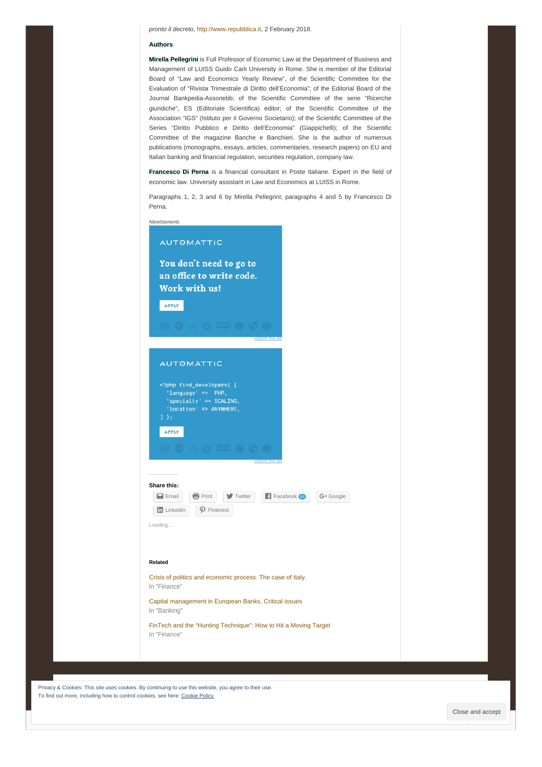*pronto il decreto*, http://www.repubblica.it, 2 February 2018.

**Authors**

**Mirella Pellegrini** is Full Professor of Economic Law at the Department of Business and Management of LUISS Guido Carli University in Rome. She is member of the Editorial Board of "Law and Economics Yearly Review", of the Scientific Committee for the Evaluation of "Rivista Trimestrale di Diritto dell'Economia"; of the Editorial Board of the Journal Bankpedia-Assonebb; of the Scientific Committee of the serie "Ricerche giuridiche", ES (Editoriale Scientifica) editor; of the Scientific Committee of the Association "IGS" (Istituto per il Governo Societario); of the Scientific Committee of the Series "Diritto Pubblico e Diritto dell'Economia" (Giappichelli); of the Scientific Committee of the magazine Banche e Banchieri. She is the author of numerous publications (monographs, essays, articles, commentaries, research papers) on EU and Italian banking and financial regulation, securities regulation, company law.

**Francesco Di Perna** is a financial consultant in Poste Italiane. Expert in the field of economic law. University assistant in Law and Economics at LUISS in Rome.

Paragraphs 1, 2, 3 and 6 by Mirella Pellegrini; paragraphs 4 and 5 by Francesco Di Perna.

Advertisements

AUTOMATTIC

You don't need to go to an office to write code. Work with us!

APPLY

Report this ad

AUTOMATTIC

```
<?php find_developers( [
  'language'  =>  PHP,
  'specialty' => SCALING,
  'location'  => ANYWHERE,
] );
```

APPLY

Report this ad

**Share this:**

Email | Print | Twitter | Facebook 44 | Google | LinkedIn | Pinterest

Loading...

**Related**

Crisis of politics and economic process. The case of Italy.
In "Finance"

Capital management in European Banks. Critical issues
In "Banking"

FinTech and the "Hunting Technique": How to Hit a Moving Target
In "Finance"

Privacy & Cookies: This site uses cookies. By continuing to use this website, you agree to their use.
To find out more, including how to control cookies, see here: Cookie Policy

Close and accept